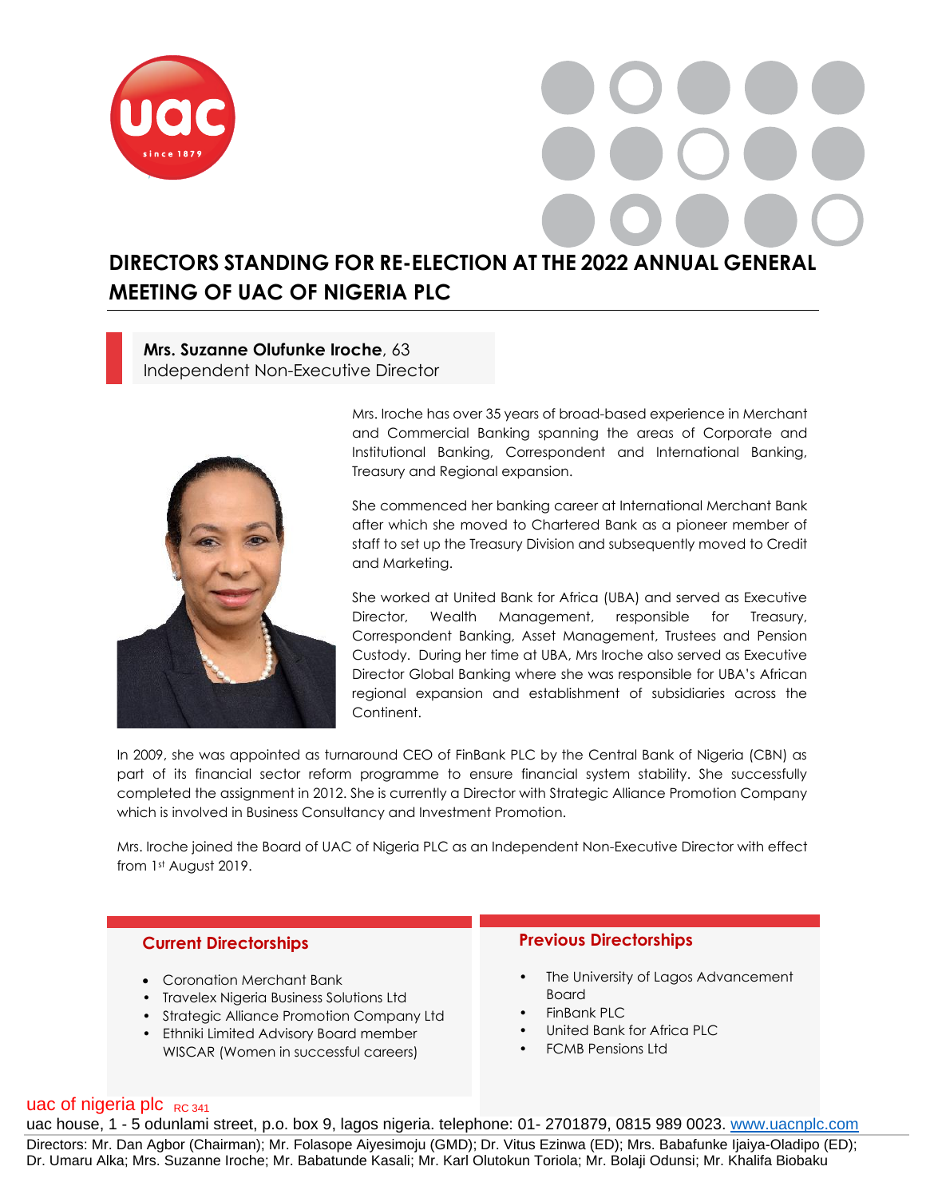# DIRECTORS STANDING FOR RE-ELECTION AT THE 2022 ANNUAL GENERAL MEETING OF UAC OF NIGERIA PLC

**Mrs. Suzanne Olufunke Iroche**, 63
Independent Non-Executive Director

Mrs. Iroche has over 35 years of broad-based experience in Merchant and Commercial Banking spanning the areas of Corporate and Institutional Banking, Correspondent and International Banking, Treasury and Regional expansion.

She commenced her banking career at International Merchant Bank after which she moved to Chartered Bank as a pioneer member of staff to set up the Treasury Division and subsequently moved to Credit and Marketing.

She worked at United Bank for Africa (UBA) and served as Executive Director, Wealth Management, responsible for Treasury, Correspondent Banking, Asset Management, Trustees and Pension Custody. During her time at UBA, Mrs Iroche also served as Executive Director Global Banking where she was responsible for UBA's African regional expansion and establishment of subsidiaries across the Continent.

In 2009, she was appointed as turnaround CEO of FinBank PLC by the Central Bank of Nigeria (CBN) as part of its financial sector reform programme to ensure financial system stability. She successfully completed the assignment in 2012. She is currently a Director with Strategic Alliance Promotion Company which is involved in Business Consultancy and Investment Promotion.

Mrs. Iroche joined the Board of UAC of Nigeria PLC as an Independent Non-Executive Director with effect from 1st August 2019.

## Current Directorships

- Coronation Merchant Bank
- Travelex Nigeria Business Solutions Ltd
- Strategic Alliance Promotion Company Ltd
- Ethniki Limited Advisory Board member WISCAR (Women in successful careers)

## Previous Directorships

- The University of Lagos Advancement Board
- FinBank PLC
- United Bank for Africa PLC
- FCMB Pensions Ltd

uac of nigeria plc RC 341
uac house, 1 - 5 odunlami street, p.o. box 9, lagos nigeria. telephone: 01- 2701879, 0815 989 0023. www.uacnplc.com
Directors: Mr. Dan Agbor (Chairman); Mr. Folasope Aiyesimoju (GMD); Dr. Vitus Ezinwa (ED); Mrs. Babafunke Ijaiya-Oladipo (ED); Dr. Umaru Alka; Mrs. Suzanne Iroche; Mr. Babatunde Kasali; Mr. Karl Olutokun Toriola; Mr. Bolaji Odunsi; Mr. Khalifa Biobaku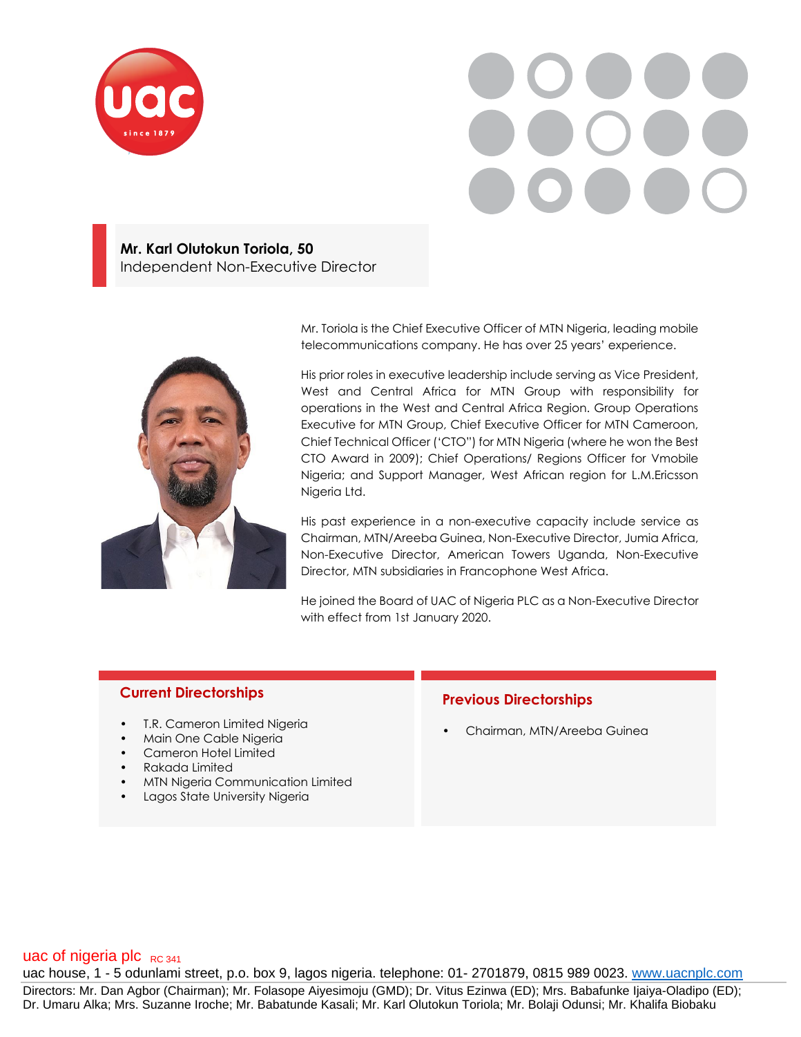**Mr. Karl Olutokun Toriola, 50**
Independent Non-Executive Director

Mr. Toriola is the Chief Executive Officer of MTN Nigeria, leading mobile telecommunications company. He has over 25 years' experience.

His prior roles in executive leadership include serving as Vice President, West and Central Africa for MTN Group with responsibility for operations in the West and Central Africa Region. Group Operations Executive for MTN Group, Chief Executive Officer for MTN Cameroon, Chief Technical Officer ('CTO") for MTN Nigeria (where he won the Best CTO Award in 2009); Chief Operations/ Regions Officer for Vmobile Nigeria; and Support Manager, West African region for L.M.Ericsson Nigeria Ltd.

His past experience in a non-executive capacity include service as Chairman, MTN/Areeba Guinea, Non-Executive Director, Jumia Africa, Non-Executive Director, American Towers Uganda, Non-Executive Director, MTN subsidiaries in Francophone West Africa.

He joined the Board of UAC of Nigeria PLC as a Non-Executive Director with effect from 1st January 2020.

## Current Directorships

- T.R. Cameron Limited Nigeria
- Main One Cable Nigeria
- Cameron Hotel Limited
- Rakada Limited
- MTN Nigeria Communication Limited
- Lagos State University Nigeria

## Previous Directorships

- Chairman, MTN/Areeba Guinea

uac of nigeria plc RC 341
uac house, 1 - 5 odunlami street, p.o. box 9, lagos nigeria. telephone: 01- 2701879, 0815 989 0023. www.uacnplc.com
Directors: Mr. Dan Agbor (Chairman); Mr. Folasope Aiyesimoju (GMD); Dr. Vitus Ezinwa (ED); Mrs. Babafunke Ijaiya-Oladipo (ED); Dr. Umaru Alka; Mrs. Suzanne Iroche; Mr. Babatunde Kasali; Mr. Karl Olutokun Toriola; Mr. Bolaji Odunsi; Mr. Khalifa Biobaku